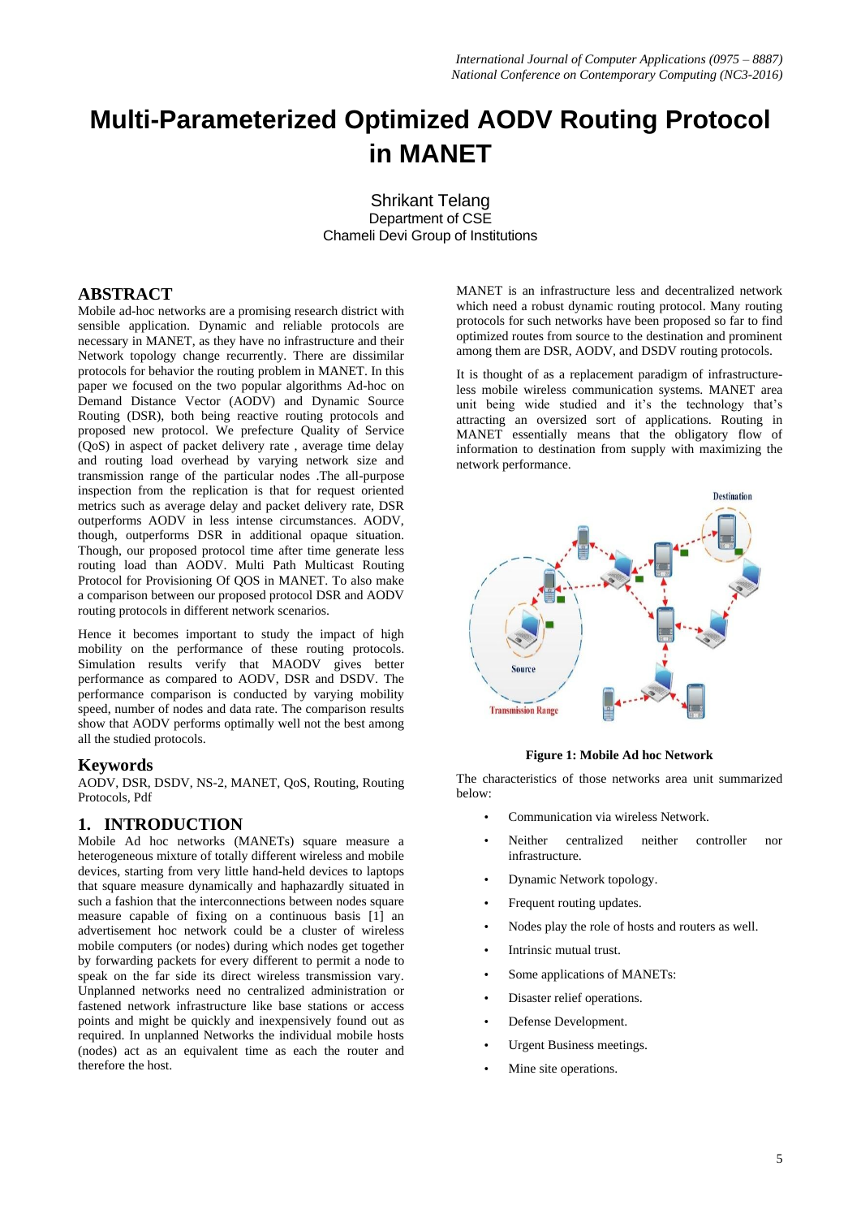# Multi-Parameterized Optimized AODV Routing Protocol in MANET

Shrikant Telang
Department of CSE
Chameli Devi Group of Institutions

## ABSTRACT

Mobile ad-hoc networks are a promising research district with sensible application. Dynamic and reliable routing protocols are necessary in MANET, as they have no infrastructure and their Network topology change recurrently. There are dissimilar protocols for behavior the routing problem in MANET. In this paper we focused on the two popular algorithms Ad-hoc on Demand Distance Vector (AODV) and Dynamic Source Routing (DSR), both being reactive routing protocols and proposed new protocol. We prefecture Quality of Service (QoS) in aspect of packet delivery rate , average time delay and routing load overhead by varying network size and transmission range of the particular nodes .The all-purpose inspection from the replication is that for request oriented metrics such as average delay and packet delivery rate, DSR outperforms AODV in less intense circumstances. AODV, though, outperforms DSR in additional opaque situation. Though, our proposed protocol time after time generate less routing load than AODV. Multi Path Multicast Routing Protocol for Provisioning Of QOS in MANET. To also make a comparison between our proposed protocol DSR and AODV routing protocols in different network scenarios.

Hence it becomes important to study the impact of high mobility on the performance of these routing protocols. Simulation results verify that MAODV gives better performance as compared to AODV, DSR and DSDV. The performance comparison is conducted by varying mobility speed, number of nodes and data rate. The comparison results show that AODV performs optimally well not the best among all the studied protocols.

## Keywords

AODV, DSR, DSDV, NS-2, MANET, QoS, Routing, Routing Protocols, Pdf

## 1. INTRODUCTION

Mobile Ad hoc networks (MANETs) square measure a heterogeneous mixture of totally different wireless and mobile devices, starting from very little hand-held devices to laptops that square measure dynamically and haphazardly situated in such a fashion that the interconnections between nodes square measure capable of fixing on a continuous basis [1] an advertisement hoc network could be a cluster of wireless mobile computers (or nodes) during which nodes get together by forwarding packets for every different to permit a node to speak on the far side its direct wireless transmission vary. Unplanned networks need no centralized administration or fastened network infrastructure like base stations or access points and might be quickly and inexpensively found out as required. In unplanned Networks the individual mobile hosts (nodes) act as an equivalent time as each the router and therefore the host.

MANET is an infrastructure less and decentralized network which need a robust dynamic routing protocol. Many routing protocols for such networks have been proposed so far to find optimized routes from source to the destination and prominent among them are DSR, AODV, and DSDV routing protocols.

It is thought of as a replacement paradigm of infrastructure-less mobile wireless communication systems. MANET area unit being wide studied and it's the technology that's attracting an oversized sort of applications. Routing in MANET essentially means that the obligatory flow of information to destination from supply with maximizing the network performance.

**Figure 1: Mobile Ad hoc Network**

The characteristics of those networks area unit summarized below:

- Communication via wireless Network.
- Neither centralized neither controller nor infrastructure.
- Dynamic Network topology.
- Frequent routing updates.
- Nodes play the role of hosts and routers as well.
- Intrinsic mutual trust.
- Some applications of MANETs:
- Disaster relief operations.
- Defense Development.
- Urgent Business meetings.
- Mine site operations.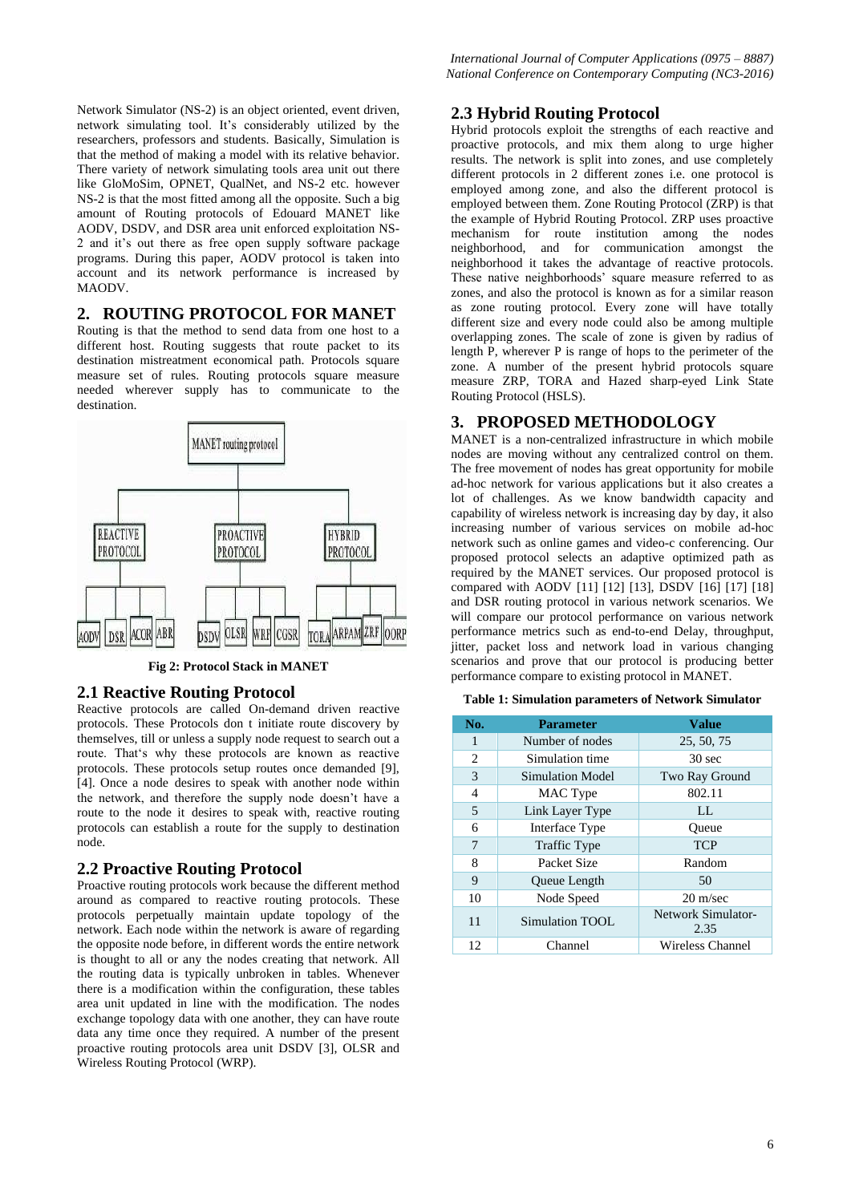Network Simulator (NS-2) is an object oriented, event driven, network simulating tool. It's considerably utilized by the researchers, professors and students. Basically, Simulation is that the method of making a model with its relative behavior. There variety of network simulating tools area unit out there like GloMoSim, OPNET, QualNet, and NS-2 etc. however NS-2 is that the most fitted among all the opposite. Such a big amount of Routing protocols of Edouard MANET like AODV, DSDV, and DSR area unit enforced exploitation NS-2 and it's out there as free open supply software package programs. During this paper, AODV protocol is taken into account and its network performance is increased by MAODV.

## 2. ROUTING PROTOCOL FOR MANET

Routing is that the method to send data from one host to a different host. Routing suggests that route packet to its destination mistreatment economical path. Protocols square measure set of rules. Routing protocols square measure needed wherever supply has to communicate to the destination.

**Fig 2: Protocol Stack in MANET**

### 2.1 Reactive Routing Protocol

Reactive protocols are called On-demand driven reactive protocols. These Protocols don t initiate route discovery by themselves, till or unless a supply node request to search out a route. That's why these protocols are known as reactive protocols. These protocols setup routes once demanded [9], [4]. Once a node desires to speak with another node within the network, and therefore the supply node doesn't have a route to the node it desires to speak with, reactive routing protocols can establish a route for the supply to destination node.

### 2.2 Proactive Routing Protocol

Proactive routing protocols work because the different method around as compared to reactive routing protocols. These protocols perpetually maintain update topology of the network. Each node within the network is aware of regarding the opposite node before, in different words the entire network is thought to all or any the nodes creating that network. All the routing data is typically unbroken in tables. Whenever there is a modification within the configuration, these tables area unit updated in line with the modification. The nodes exchange topology data with one another, they can have route data any time once they required. A number of the present proactive routing protocols area unit DSDV [3], OLSR and Wireless Routing Protocol (WRP).

### 2.3 Hybrid Routing Protocol

Hybrid protocols exploit the strengths of each reactive and proactive protocols, and mix them along to urge higher results. The network is split into zones, and use completely different protocols in 2 different zones i.e. one protocol is employed among zone, and also the different protocol is employed between them. Zone Routing Protocol (ZRP) is that the example of Hybrid Routing Protocol. ZRP uses proactive mechanism for route institution among the nodes neighborhood, and for communication amongst the neighborhood it takes the advantage of reactive protocols. These native neighborhoods' square measure referred to as zones, and also the protocol is known as for a similar reason as zone routing protocol. Every zone will have totally different size and every node could also be among multiple overlapping zones. The scale of zone is given by radius of length P, wherever P is range of hops to the perimeter of the zone. A number of the present hybrid protocols square measure ZRP, TORA and Hazed sharp-eyed Link State Routing Protocol (HSLS).

## 3. PROPOSED METHODOLOGY

MANET is a non-centralized infrastructure in which mobile nodes are moving without any centralized control on them. The free movement of nodes has great opportunity for mobile ad-hoc network for various applications but it also creates a lot of challenges. As we know bandwidth capacity and capability of wireless network is increasing day by day, it also increasing number of various services on mobile ad-hoc network such as online games and video-c conferencing. Our proposed protocol selects an adaptive optimized path as required by the MANET services. Our proposed protocol is compared with AODV [11] [12] [13], DSDV [16] [17] [18] and DSR routing protocol in various network scenarios. We will compare our protocol performance on various network performance metrics such as end-to-end Delay, throughput, jitter, packet loss and network load in various changing scenarios and prove that our protocol is producing better performance compare to existing protocol in MANET.

**Table 1: Simulation parameters of Network Simulator**

| No. | Parameter | Value |
| --- | --- | --- |
| 1 | Number of nodes | 25, 50, 75 |
| 2 | Simulation time | 30 sec |
| 3 | Simulation Model | Two Ray Ground |
| 4 | MAC Type | 802.11 |
| 5 | Link Layer Type | LL |
| 6 | Interface Type | Queue |
| 7 | Traffic Type | TCP |
| 8 | Packet Size | Random |
| 9 | Queue Length | 50 |
| 10 | Node Speed | 20 m/sec |
| 11 | Simulation TOOL | Network Simulator-2.35 |
| 12 | Channel | Wireless Channel |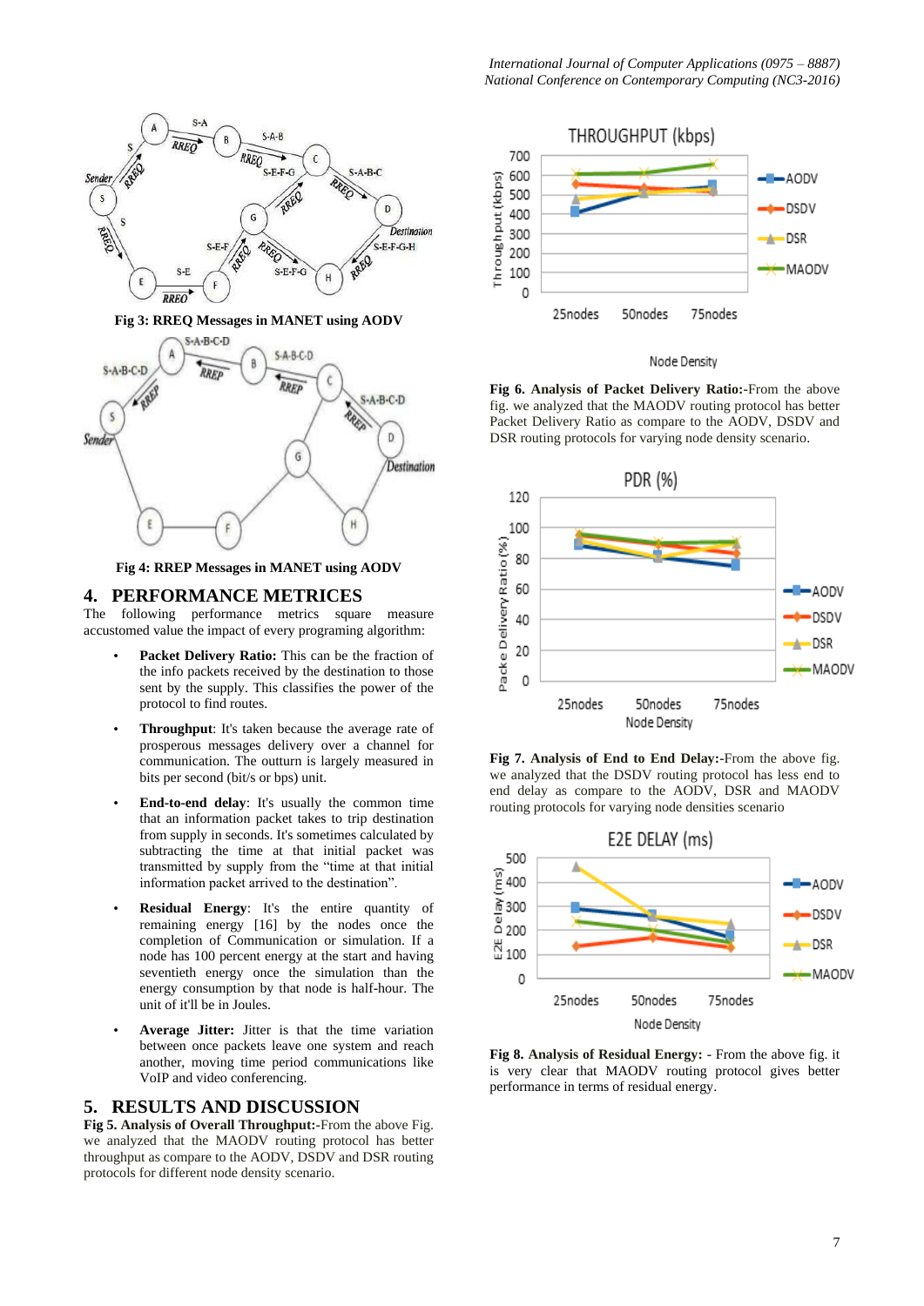Fig 3: RREQ Messages in MANET using AODV

Fig 4: RREP Messages in MANET using AODV

## 4. PERFORMANCE METRICES

The following performance metrics square measure accustomed value the impact of every programing algorithm:

- **Packet Delivery Ratio:** This can be the fraction of the info packets received by the destination to those sent by the supply. This classifies the power of the protocol to find routes.
- **Throughput**: It's taken because the average rate of prosperous messages delivery over a channel for communication. The outturn is largely measured in bits per second (bit/s or bps) unit.
- **End-to-end delay**: It's usually the common time that an information packet takes to trip destination from supply in seconds. It's sometimes calculated by subtracting the time at that initial packet was transmitted by supply from the "time at that initial information packet arrived to the destination".
- **Residual Energy**: It's the entire quantity of remaining energy [16] by the nodes once the completion of Communication or simulation. If a node has 100 percent energy at the start and having seventieth energy once the simulation than the energy consumption by that node is half-hour. The unit of it'll be in Joules.
- **Average Jitter:** Jitter is that the time variation between once packets leave one system and reach another, moving time period communications like VoIP and video conferencing.

## 5. RESULTS AND DISCUSSION

**Fig 5. Analysis of Overall Throughput:-**From the above Fig. we analyzed that the MAODV routing protocol has better throughput as compare to the AODV, DSDV and DSR routing protocols for different node density scenario.

**Fig 6. Analysis of Packet Delivery Ratio:-**From the above fig. we analyzed that the MAODV routing protocol has better Packet Delivery Ratio as compare to the AODV, DSDV and DSR routing protocols for varying node density scenario.

**Fig 7. Analysis of End to End Delay:-**From the above fig. we analyzed that the DSDV routing protocol has less end to end delay as compare to the AODV, DSR and MAODV routing protocols for varying node densities scenario

**Fig 8. Analysis of Residual Energy:** - From the above fig. it is very clear that MAODV routing protocol gives better performance in terms of residual energy.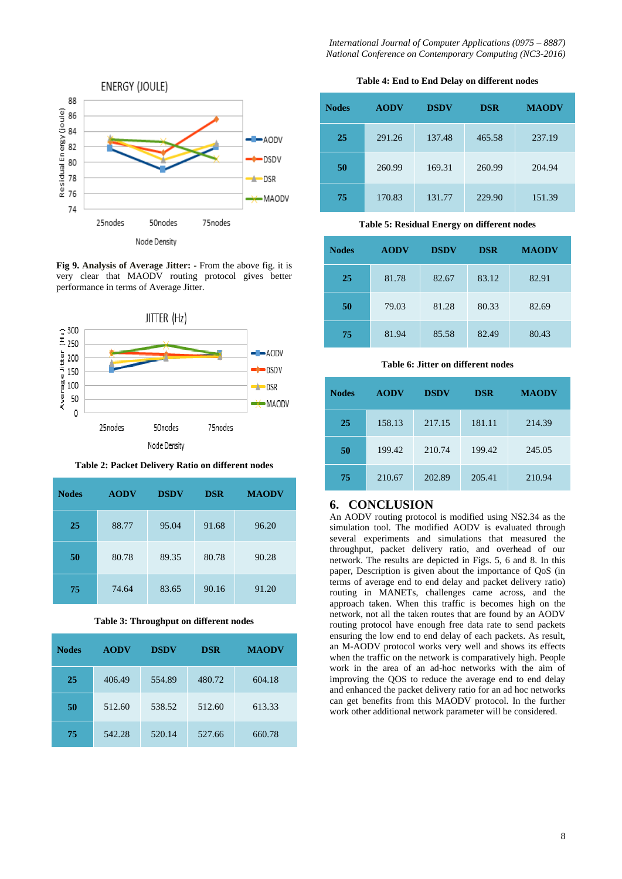ENERGY (JOULE)

Fig 9. **Analysis of Average Jitter:** - From the above fig. it is very clear that MAODV routing protocol gives better performance in terms of Average Jitter.

JITTER (Hz)

**Table 2: Packet Delivery Ratio on different nodes**

| Nodes | AODV | DSDV | DSR | MAODV |
|---|---|---|---|---|
| 25 | 88.77 | 95.04 | 91.68 | 96.20 |
| 50 | 80.78 | 89.35 | 80.78 | 90.28 |
| 75 | 74.64 | 83.65 | 90.16 | 91.20 |

**Table 3: Throughput on different nodes**

| Nodes | AODV | DSDV | DSR | MAODV |
|---|---|---|---|---|
| 25 | 406.49 | 554.89 | 480.72 | 604.18 |
| 50 | 512.60 | 538.52 | 512.60 | 613.33 |
| 75 | 542.28 | 520.14 | 527.66 | 660.78 |

**Table 4: End to End Delay on different nodes**

| Nodes | AODV | DSDV | DSR | MAODV |
|---|---|---|---|---|
| 25 | 291.26 | 137.48 | 465.58 | 237.19 |
| 50 | 260.99 | 169.31 | 260.99 | 204.94 |
| 75 | 170.83 | 131.77 | 229.90 | 151.39 |

**Table 5: Residual Energy on different nodes**

| Nodes | AODV | DSDV | DSR | MAODV |
|---|---|---|---|---|
| 25 | 81.78 | 82.67 | 83.12 | 82.91 |
| 50 | 79.03 | 81.28 | 80.33 | 82.69 |
| 75 | 81.94 | 85.58 | 82.49 | 80.43 |

**Table 6: Jitter on different nodes**

| Nodes | AODV | DSDV | DSR | MAODV |
|---|---|---|---|---|
| 25 | 158.13 | 217.15 | 181.11 | 214.39 |
| 50 | 199.42 | 210.74 | 199.42 | 245.05 |
| 75 | 210.67 | 202.89 | 205.41 | 210.94 |

## 6. CONCLUSION

An AODV routing protocol is modified using NS2.34 as the simulation tool. The modified AODV is evaluated through several experiments and simulations that measured the throughput, packet delivery ratio, and overhead of our network. The results are depicted in Figs. 5, 6 and 8. In this paper, Description is given about the importance of QoS (in terms of average end to end delay and packet delivery ratio) routing in MANETs, challenges came across, and the approach taken. When this traffic is becomes high on the network, not all the taken routes that are found by an AODV routing protocol have enough free data rate to send packets ensuring the low end to end delay of each packets. As result, an M-AODV protocol works very well and shows its effects when the traffic on the network is comparatively high. People work in the area of an ad-hoc networks with the aim of improving the QOS to reduce the average end to end delay and enhanced the packet delivery ratio for an ad hoc networks can get benefits from this MAODV protocol. In the further work other additional network parameter will be considered.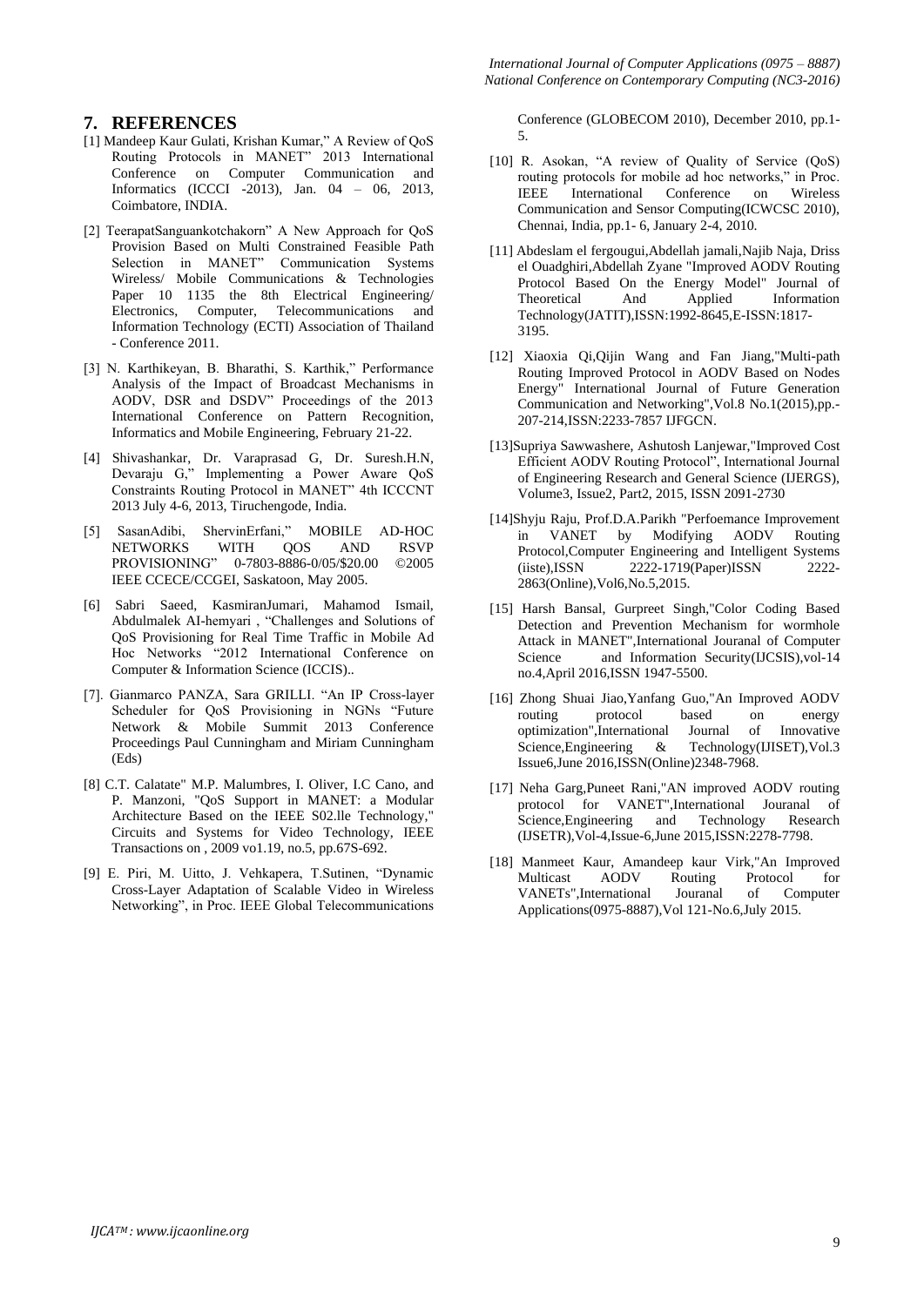## 7. REFERENCES

[1] Mandeep Kaur Gulati, Krishan Kumar," A Review of QoS Routing Protocols in MANET" 2013 International Conference on Computer Communication and Informatics (ICCCI -2013), Jan. 04 – 06, 2013, Coimbatore, INDIA.

[2] TeerapatSanguankotchakorn" A New Approach for QoS Provision Based on Multi Constrained Feasible Path Selection in MANET" Communication Systems Wireless/ Mobile Communications & Technologies Paper 10 1135 the 8th Electrical Engineering/ Electronics, Computer, Telecommunications and Information Technology (ECTI) Association of Thailand - Conference 2011.

[3] N. Karthikeyan, B. Bharathi, S. Karthik," Performance Analysis of the Impact of Broadcast Mechanisms in AODV, DSR and DSDV" Proceedings of the 2013 International Conference on Pattern Recognition, Informatics and Mobile Engineering, February 21-22.

[4] Shivashankar, Dr. Varaprasad G, Dr. Suresh.H.N, Devaraju G," Implementing a Power Aware QoS Constraints Routing Protocol in MANET" 4th ICCCNT 2013 July 4-6, 2013, Tiruchengode, India.

[5] SasanAdibi, ShervinErfani," MOBILE AD-HOC NETWORKS WITH QOS AND RSVP PROVISIONING" 0-7803-8886-0/05/$20.00 ©2005 IEEE CCECE/CCGEI, Saskatoon, May 2005.

[6] Sabri Saeed, KasmiranJumari, Mahamod Ismail, Abdulmalek AI-hemyari , "Challenges and Solutions of QoS Provisioning for Real Time Traffic in Mobile Ad Hoc Networks "2012 International Conference on Computer & Information Science (ICCIS)..

[7]. Gianmarco PANZA, Sara GRILLI. "An IP Cross-layer Scheduler for QoS Provisioning in NGNs "Future Network & Mobile Summit 2013 Conference Proceedings Paul Cunningham and Miriam Cunningham (Eds)

[8] C.T. Calatate" M.P. Malumbres, I. Oliver, I.C Cano, and P. Manzoni, "QoS Support in MANET: a Modular Architecture Based on the IEEE S02.lle Technology," Circuits and Systems for Video Technology, IEEE Transactions on , 2009 vo1.19, no.5, pp.67S-692.

[9] E. Piri, M. Uitto, J. Vehkapera, T.Sutinen, "Dynamic Cross-Layer Adaptation of Scalable Video in Wireless Networking", in Proc. IEEE Global Telecommunications Conference (GLOBECOM 2010), December 2010, pp.1-5.

[10] R. Asokan, "A review of Quality of Service (QoS) routing protocols for mobile ad hoc networks," in Proc. IEEE International Conference on Wireless Communication and Sensor Computing(ICWCSC 2010), Chennai, India, pp.1- 6, January 2-4, 2010.

[11] Abdeslam el fergougui,Abdellah jamali,Najib Naja, Driss el Ouadghiri,Abdellah Zyane "Improved AODV Routing Protocol Based On the Energy Model" Journal of Theoretical And Applied Information Technology(JATIT),ISSN:1992-8645,E-ISSN:1817-3195.

[12] Xiaoxia Qi,Qijin Wang and Fan Jiang,"Multi-path Routing Improved Protocol in AODV Based on Nodes Energy" International Journal of Future Generation Communication and Networking",Vol.8 No.1(2015),pp.-207-214,ISSN:2233-7857 IJFGCN.

[13]Supriya Sawwashere, Ashutosh Lanjewar,"Improved Cost Efficient AODV Routing Protocol", International Journal of Engineering Research and General Science (IJERGS), Volume3, Issue2, Part2, 2015, ISSN 2091-2730

[14]Shyju Raju, Prof.D.A.Parikh "Perfoemance Improvement in VANET by Modifying AODV Routing Protocol,Computer Engineering and Intelligent Systems (iiste),ISSN 2222-1719(Paper)ISSN 2222-2863(Online),Vol6,No.5,2015.

[15] Harsh Bansal, Gurpreet Singh,"Color Coding Based Detection and Prevention Mechanism for wormhole Attack in MANET",International Jouranal of Computer Science and Information Security(IJCSIS),vol-14 no.4,April 2016,ISSN 1947-5500.

[16] Zhong Shuai Jiao,Yanfang Guo,"An Improved AODV routing protocol based on energy optimization",International Journal of Innovative Science,Engineering & Technology(IJISET),Vol.3 Issue6,June 2016,ISSN(Online)2348-7968.

[17] Neha Garg,Puneet Rani,"AN improved AODV routing protocol for VANET",International Jouranal of Science,Engineering and Technology Research (IJSETR),Vol-4,Issue-6,June 2015,ISSN:2278-7798.

[18] Manmeet Kaur, Amandeep kaur Virk,"An Improved Multicast AODV Routing Protocol for VANETs",International Jouranal of Computer Applications(0975-8887),Vol 121-No.6,July 2015.